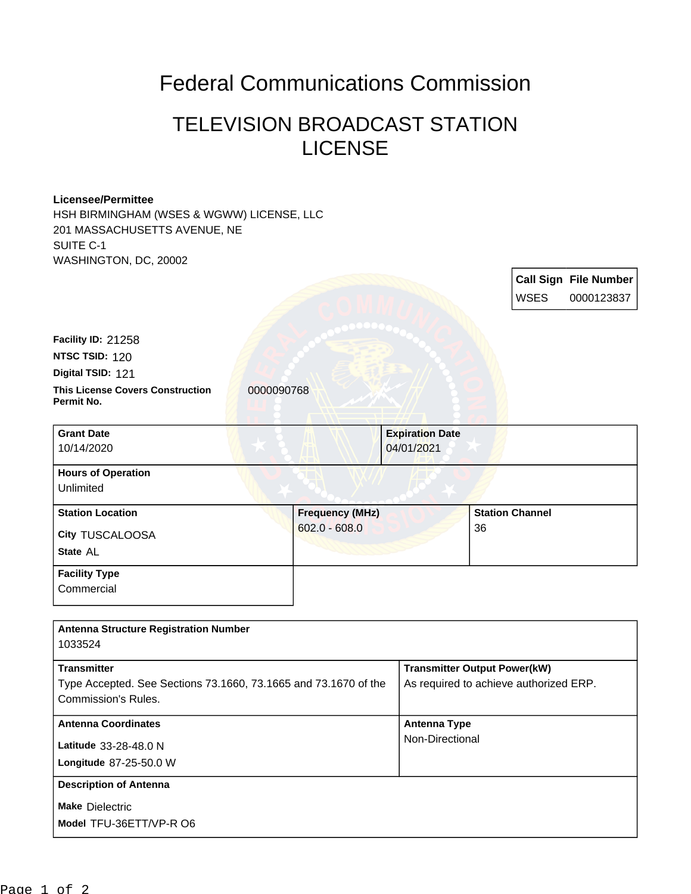# Federal Communications Commission

## TELEVISION BROADCAST STATION LICENSE

**Licensee/Permittee**
HSH BIRMINGHAM (WSES & WGWW) LICENSE, LLC
201 MASSACHUSETTS AVENUE, NE
SUITE C-1
WASHINGTON, DC, 20002

| Call Sign | File Number |
|---|---|
| WSES | 0000123837 |

**Facility ID:** 21258
**NTSC TSID:** 120
**Digital TSID:** 121
**This License Covers Construction Permit No.** 0000090768

| Grant Date | Expiration Date |
|---|---|
| 10/14/2020 | 04/01/2021 |

**Hours of Operation**
Unlimited

| Station Location | Frequency (MHz) | Station Channel |
|---|---|---|
| City TUSCALOOSA<br>State AL | 602.0 - 608.0 | 36 |

**Facility Type**
Commercial

**Antenna Structure Registration Number**
1033524

| Transmitter | Transmitter Output Power(kW) |
|---|---|
| Type Accepted. See Sections 73.1660, 73.1665 and 73.1670 of the Commission's Rules. | As required to achieve authorized ERP. |

| Antenna Coordinates | Antenna Type |
|---|---|
| Latitude 33-28-48.0 N<br>Longitude 87-25-50.0 W | Non-Directional |

**Description of Antenna**
**Make** Dielectric
**Model** TFU-36ETT/VP-R O6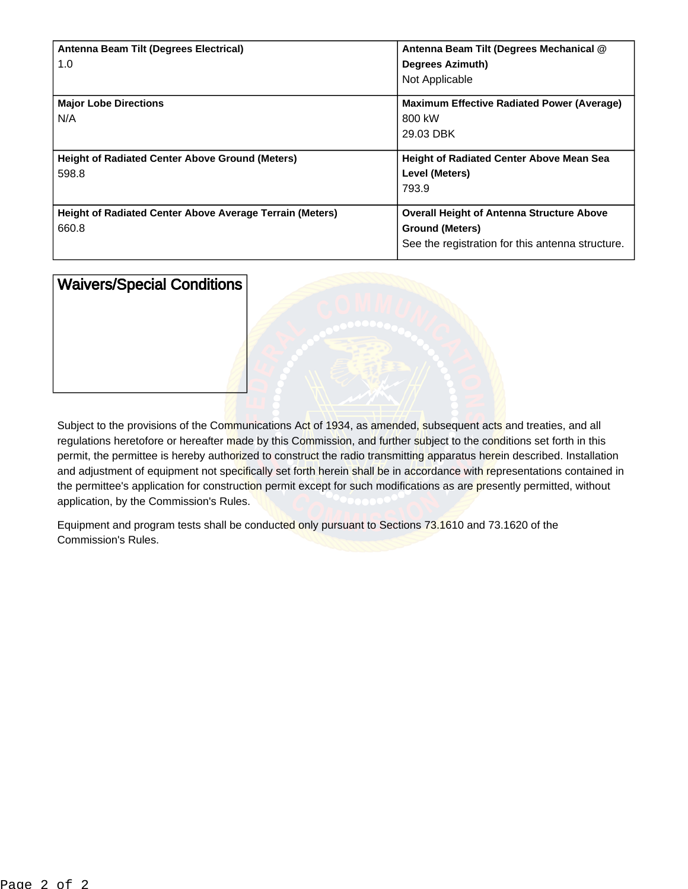| | |
|---|---|
| **Antenna Beam Tilt (Degrees Electrical)**<br>1.0 | **Antenna Beam Tilt (Degrees Mechanical @ Degrees Azimuth)**<br>Not Applicable |
| **Major Lobe Directions**<br>N/A | **Maximum Effective Radiated Power (Average)**<br>800 kW<br>29.03 DBK |
| **Height of Radiated Center Above Ground (Meters)**<br>598.8 | **Height of Radiated Center Above Mean Sea Level (Meters)**<br>793.9 |
| **Height of Radiated Center Above Average Terrain (Meters)**<br>660.8 | **Overall Height of Antenna Structure Above Ground (Meters)**<br>See the registration for this antenna structure. |

## Waivers/Special Conditions

Subject to the provisions of the Communications Act of 1934, as amended, subsequent acts and treaties, and all regulations heretofore or hereafter made by this Commission, and further subject to the conditions set forth in this permit, the permittee is hereby authorized to construct the radio transmitting apparatus herein described. Installation and adjustment of equipment not specifically set forth herein shall be in accordance with representations contained in the permittee's application for construction permit except for such modifications as are presently permitted, without application, by the Commission's Rules.

Equipment and program tests shall be conducted only pursuant to Sections 73.1610 and 73.1620 of the Commission's Rules.